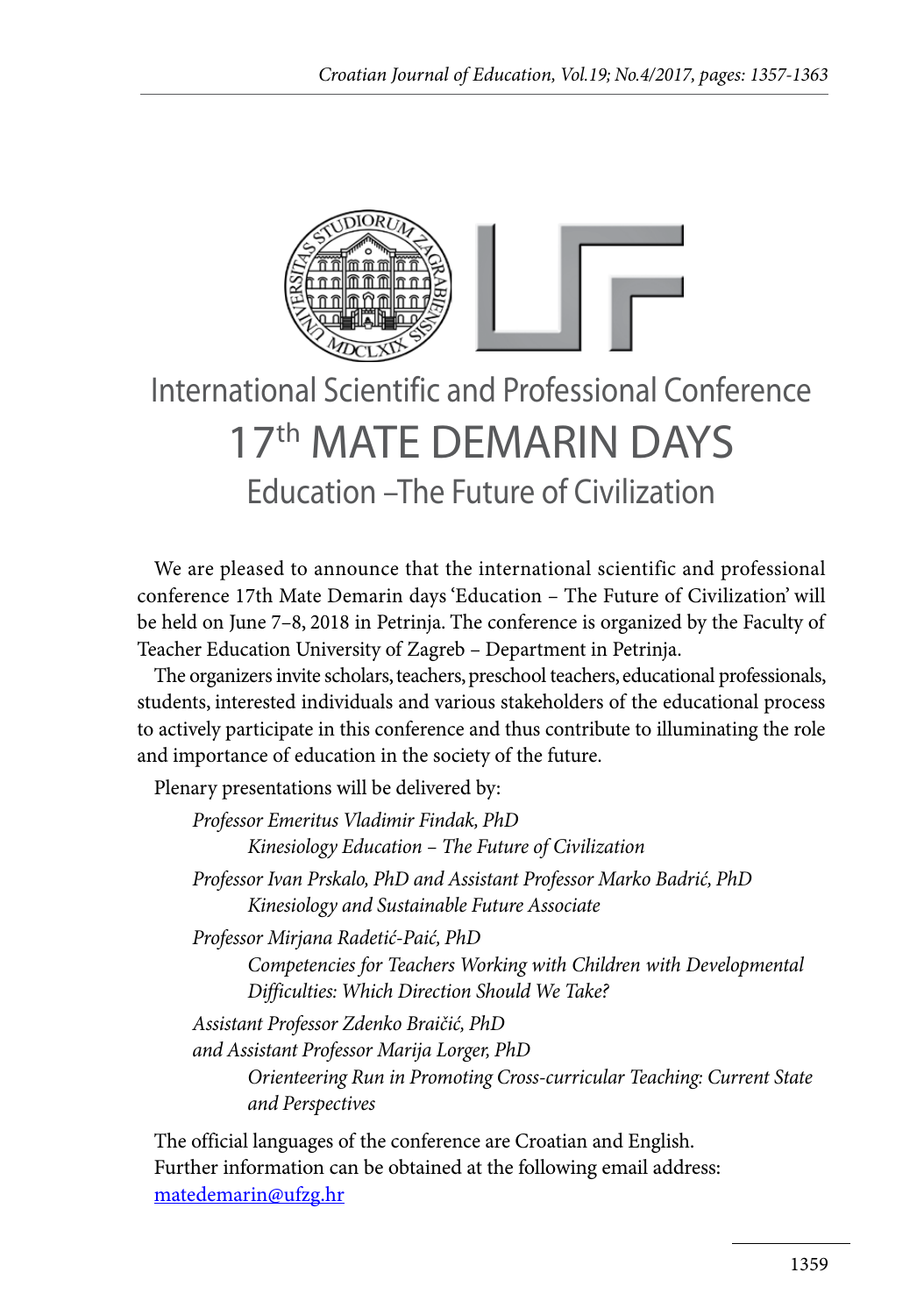International Scientific and Professional Conference

# 17th MATE DEMARIN DAYS

## Education –The Future of Civilization

We are pleased to announce that the international scientific and professional conference 17th Mate Demarin days 'Education – The Future of Civilization' will be held on June 7–8, 2018 in Petrinja. The conference is organized by the Faculty of Teacher Education University of Zagreb – Department in Petrinja.

The organizers invite scholars, teachers, preschool teachers, educational professionals, students, interested individuals and various stakeholders of the educational process to actively participate in this conference and thus contribute to illuminating the role and importance of education in the society of the future.

Plenary presentations will be delivered by:

*Professor Emeritus Vladimir Findak, PhD*
*Kinesiology Education – The Future of Civilization*

*Professor Ivan Prskalo, PhD and Assistant Professor Marko Badrić, PhD*
*Kinesiology and Sustainable Future Associate*

*Professor Mirjana Radetić-Paić, PhD*
*Competencies for Teachers Working with Children with Developmental Difficulties: Which Direction Should We Take?*

*Assistant Professor Zdenko Braičić, PhD*
*and Assistant Professor Marija Lorger, PhD*
*Orienteering Run in Promoting Cross-curricular Teaching: Current State and Perspectives*

The official languages of the conference are Croatian and English.
Further information can be obtained at the following email address:
matedemarin@ufzg.hr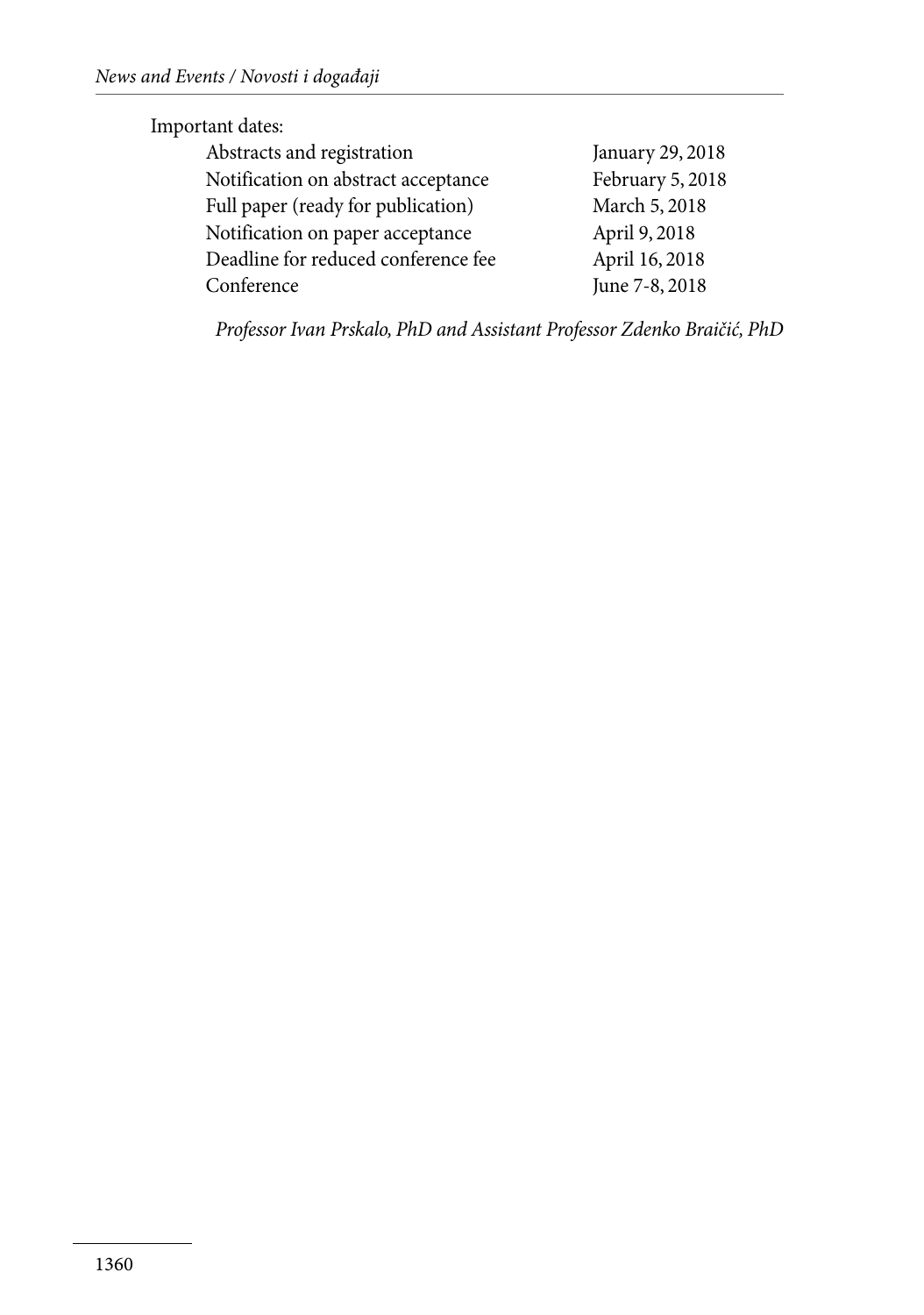Important dates:

| | |
|---|---|
| Abstracts and registration | January 29, 2018 |
| Notification on abstract acceptance | February 5, 2018 |
| Full paper (ready for publication) | March 5, 2018 |
| Notification on paper acceptance | April 9, 2018 |
| Deadline for reduced conference fee | April 16, 2018 |
| Conference | June 7-8, 2018 |

*Professor Ivan Prskalo, PhD and Assistant Professor Zdenko Braičić, PhD*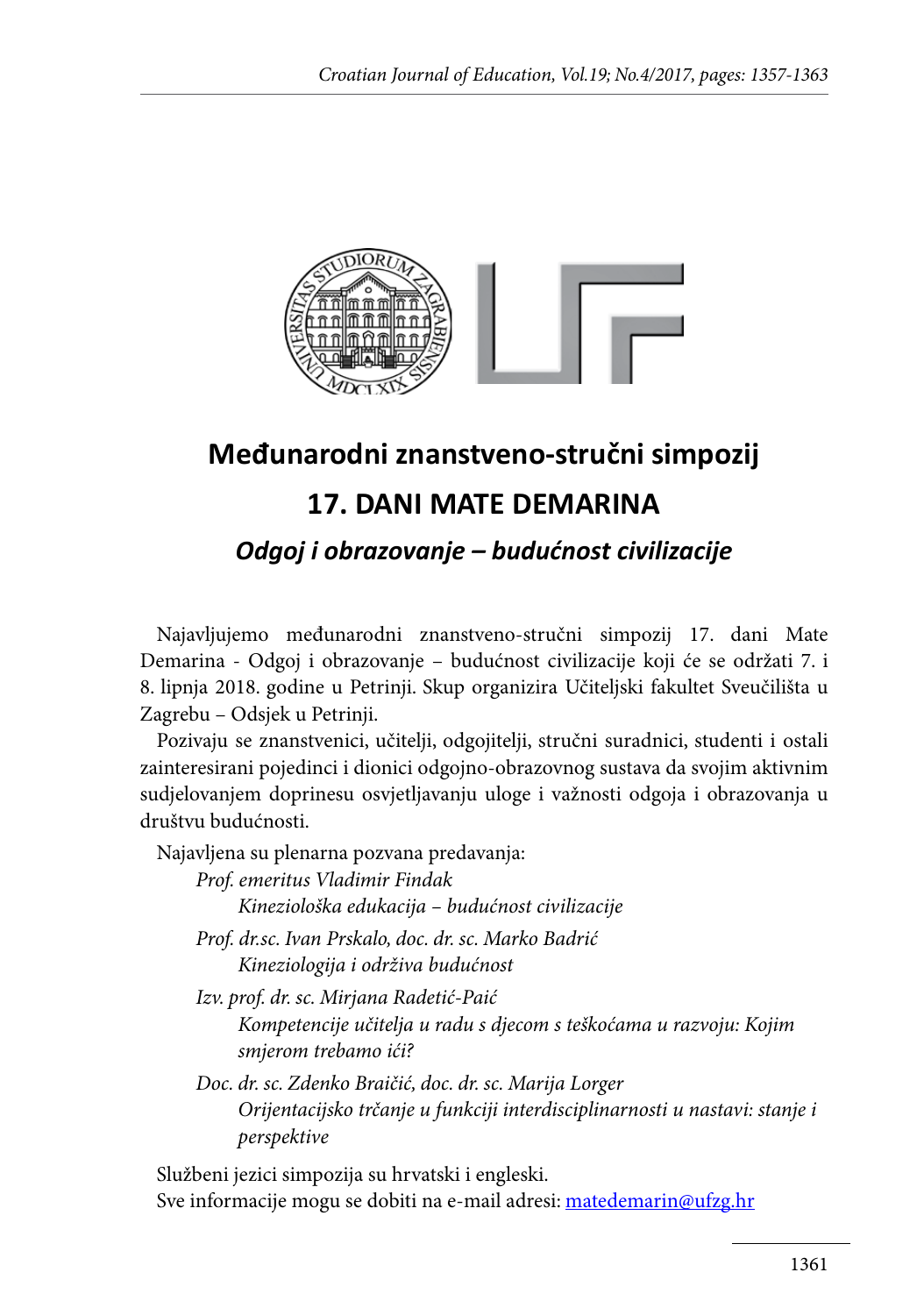# Međunarodni znanstveno-stručni simpozij

# 17. DANI MATE DEMARINA

## *Odgoj i obrazovanje – budućnost civilizacije*

Najavljujemo međunarodni znanstveno-stručni simpozij 17. dani Mate Demarina - Odgoj i obrazovanje – budućnost civilizacije koji će se održati 7. i 8. lipnja 2018. godine u Petrinji. Skup organizira Učiteljski fakultet Sveučilišta u Zagrebu – Odsjek u Petrinji.

Pozivaju se znanstvenici, učitelji, odgojitelji, stručni suradnici, studenti i ostali zainteresirani pojedinci i dionici odgojno-obrazovnog sustava da svojim aktivnim sudjelovanjem doprinesu osvjetljavanju uloge i važnosti odgoja i obrazovanja u društvu budućnosti.

Najavljena su plenarna pozvana predavanja:

*Prof. emeritus Vladimir Findak*
*Kineziološka edukacija – budućnost civilizacije*

*Prof. dr.sc. Ivan Prskalo, doc. dr. sc. Marko Badrić*
*Kineziologija i održiva budućnost*

*Izv. prof. dr. sc. Mirjana Radetić-Paić*
*Kompetencije učitelja u radu s djecom s teškoćama u razvoju: Kojim smjerom trebamo ići?*

*Doc. dr. sc. Zdenko Braičić, doc. dr. sc. Marija Lorger*
*Orijentacijsko trčanje u funkciji interdisciplinarnosti u nastavi: stanje i perspektive*

Službeni jezici simpozija su hrvatski i engleski.
Sve informacije mogu se dobiti na e-mail adresi: matedemarin@ufzg.hr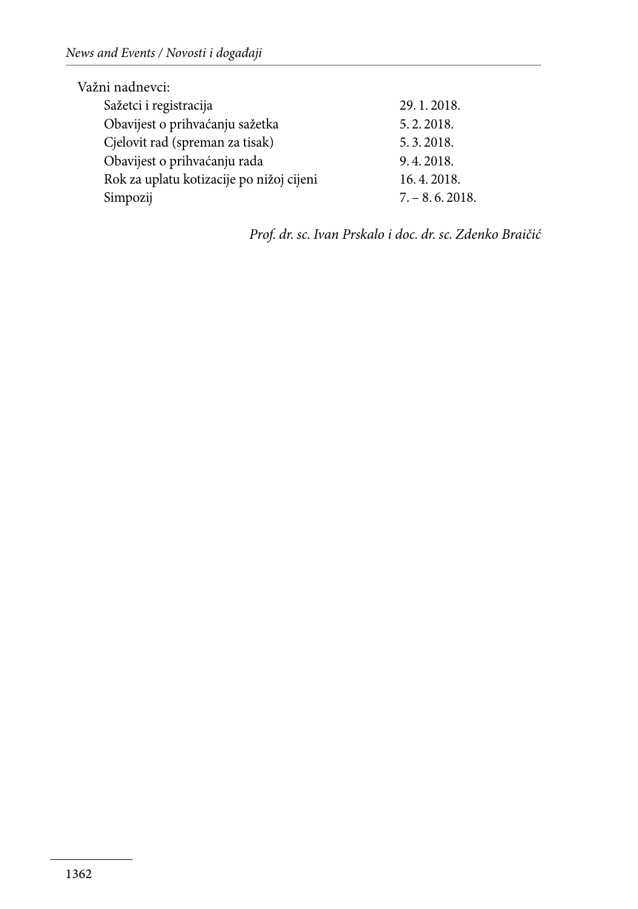Važni nadnevci:

| | |
|---|---|
| Sažetci i registracija | 29. 1. 2018. |
| Obavijest o prihvaćanju sažetka | 5. 2. 2018. |
| Cjelovit rad (spreman za tisak) | 5. 3. 2018. |
| Obavijest o prihvaćanju rada | 9. 4. 2018. |
| Rok za uplatu kotizacije po nižoj cijeni | 16. 4. 2018. |
| Simpozij | 7. – 8. 6. 2018. |

*Prof. dr. sc. Ivan Prskalo i doc. dr. sc. Zdenko Braičić*